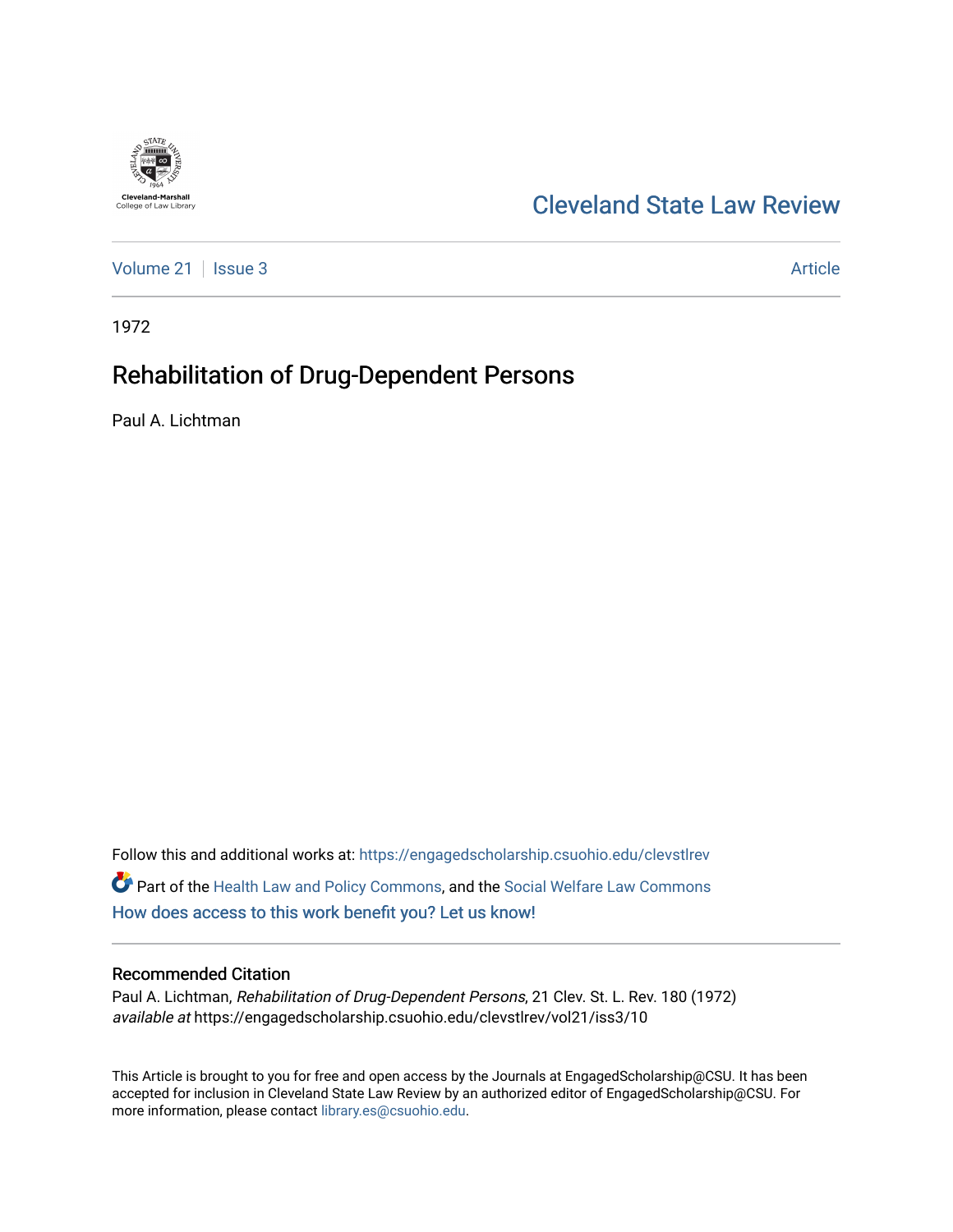Cleveland State Law Review

Volume 21 | Issue 3 | Article

1972

# Rehabilitation of Drug-Dependent Persons

Paul A. Lichtman

Follow this and additional works at: https://engagedscholarship.csuohio.edu/clevstlrev

Part of the Health Law and Policy Commons, and the Social Welfare Law Commons

How does access to this work benefit you? Let us know!

## Recommended Citation

Paul A. Lichtman, *Rehabilitation of Drug-Dependent Persons*, 21 Clev. St. L. Rev. 180 (1972)
*available at* https://engagedscholarship.csuohio.edu/clevstlrev/vol21/iss3/10

This Article is brought to you for free and open access by the Journals at EngagedScholarship@CSU. It has been accepted for inclusion in Cleveland State Law Review by an authorized editor of EngagedScholarship@CSU. For more information, please contact library.es@csuohio.edu.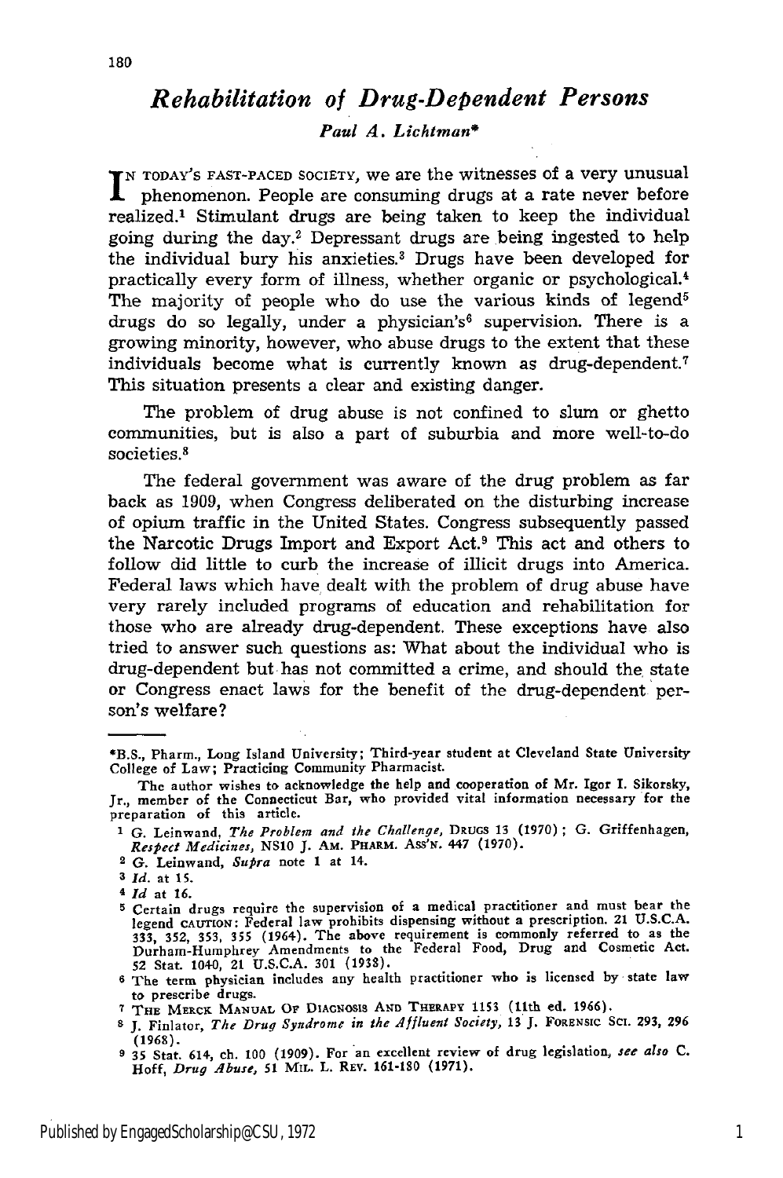# *Rehabilitation of Drug-Dependent Persons*

*Paul A. Lichtman\**

IN TODAY'S FAST-PACED SOCIETY, we are the witnesses of a very unusual phenomenon. People are consuming drugs at a rate never before realized.[1] Stimulant drugs are being taken to keep the individual going during the day.[2] Depressant drugs are being ingested to help the individual bury his anxieties.[3] Drugs have been developed for practically every form of illness, whether organic or psychological.[4] The majority of people who do use the various kinds of legend[5] drugs do so legally, under a physician's[6] supervision. There is a growing minority, however, who abuse drugs to the extent that these individuals become what is currently known as drug-dependent.[7] This situation presents a clear and existing danger.

The problem of drug abuse is not confined to slum or ghetto communities, but is also a part of suburbia and more well-to-do societies.[8]

The federal government was aware of the drug problem as far back as 1909, when Congress deliberated on the disturbing increase of opium traffic in the United States. Congress subsequently passed the Narcotic Drugs Import and Export Act.[9] This act and others to follow did little to curb the increase of illicit drugs into America. Federal laws which have dealt with the problem of drug abuse have very rarely included programs of education and rehabilitation for those who are already drug-dependent. These exceptions have also tried to answer such questions as: What about the individual who is drug-dependent but has not committed a crime, and should the state or Congress enact laws for the benefit of the drug-dependent person's welfare?

---

\*B.S., Pharm., Long Island University; Third-year student at Cleveland State University College of Law; Practicing Community Pharmacist.

The author wishes to acknowledge the help and cooperation of Mr. Igor I. Sikorsky, Jr., member of the Connecticut Bar, who provided vital information necessary for the preparation of this article.

1 G. Leinwand, *The Problem and the Challenge*, DRUGS 13 (1970); G. Griffenhagen, *Respect Medicines*, NS10 J. AM. PHARM. ASS'N. 447 (1970).

2 G. Leinwand, *Supra* note 1 at 14.

3 *Id.* at 15.

4 *Id* at 16.

5 Certain drugs require the supervision of a medical practitioner and must bear the legend CAUTION: Federal law prohibits dispensing without a prescription. 21 U.S.C.A. 333, 352, 353, 355 (1964). The above requirement is commonly referred to as the Durham-Humphrey Amendments to the Federal Food, Drug and Cosmetic Act. 52 Stat. 1040, 21 U.S.C.A. 301 (1938).

6 The term physician includes any health practitioner who is licensed by state law to prescribe drugs.

7 THE MERCK MANUAL OF DIAGNOSIS AND THERAPY 1153 (11th ed. 1966).

8 J. Finlator, *The Drug Syndrome in the Affluent Society*, 13 J. FORENSIC SCI. 293, 296 (1968).

9 35 Stat. 614, ch. 100 (1909). For an excellent review of drug legislation, *see also* C. Hoff, *Drug Abuse*, 51 MIL. L. REV. 161-180 (1971).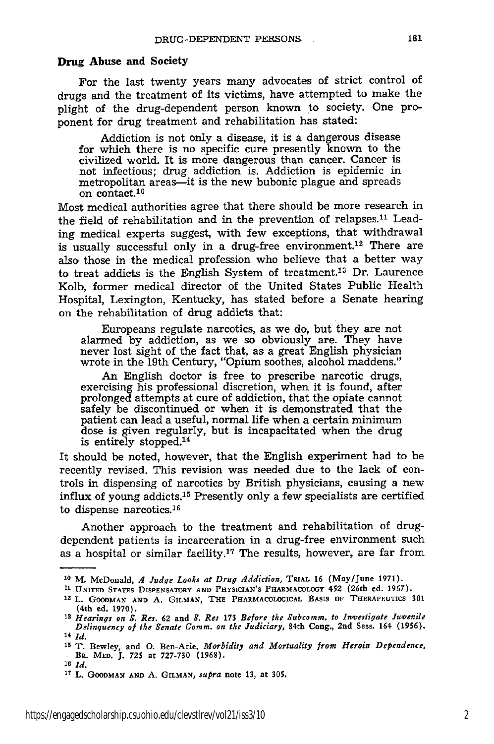### Drug Abuse and Society

For the last twenty years many advocates of strict control of drugs and the treatment of its victims, have attempted to make the plight of the drug-dependent person known to society. One proponent for drug treatment and rehabilitation has stated:

> Addiction is not only a disease, it is a dangerous disease for which there is no specific cure presently known to the civilized world. It is more dangerous than cancer. Cancer is not infectious; drug addiction is. Addiction is epidemic in metropolitan areas—it is the new bubonic plague and spreads on contact.[10]

Most medical authorities agree that there should be more research in the field of rehabilitation and in the prevention of relapses.[11] Leading medical experts suggest, with few exceptions, that withdrawal is usually successful only in a drug-free environment.[12] There are also those in the medical profession who believe that a better way to treat addicts is the English System of treatment.[13] Dr. Laurence Kolb, former medical director of the United States Public Health Hospital, Lexington, Kentucky, has stated before a Senate hearing on the rehabilitation of drug addicts that:

> Europeans regulate narcotics, as we do, but they are not alarmed by addiction, as we so obviously are. They have never lost sight of the fact that, as a great English physician wrote in the 19th Century, "Opium soothes, alcohol maddens."
>
> An English doctor is free to prescribe narcotic drugs, exercising his professional discretion, when it is found, after prolonged attempts at cure of addiction, that the opiate cannot safely be discontinued or when it is demonstrated that the patient can lead a useful, normal life when a certain minimum dose is given regularly, but is incapacitated when the drug is entirely stopped.[14]

It should be noted, however, that the English experiment had to be recently revised. This revision was needed due to the lack of controls in dispensing of narcotics by British physicians, causing a new influx of young addicts.[15] Presently only a few specialists are certified to dispense narcotics.[16]

Another approach to the treatment and rehabilitation of drug-dependent patients is incarceration in a drug-free environment such as a hospital or similar facility.[17] The results, however, are far from

---

[10] M. McDonald, *A Judge Looks at Drug Addiction*, TRIAL 16 (May/June 1971).

[11] UNITED STATES DISPENSATORY AND PHYSICIAN'S PHARMACOLOGY 452 (26th ed. 1967).

[12] L. GOODMAN AND A. GILMAN, THE PHARMACOLOGICAL BASIS OF THERAPEUTICS 301 (4th ed. 1970).

[13] *Hearings on S. Res.* 62 and *S. Res* 173 *Before the Subcomm. to Investigate Juvenile Delinquency of the Senate Comm. on the Judiciary*, 84th Cong., 2nd Sess. 164 (1956).

[14] *Id.*

[15] T. Bewley, and O. Ben-Arie, *Morbidity and Mortuality from Heroin Dependence*, BR. MED. J. 725 at 727-730 (1968).

[16] *Id.*

[17] L. GOODMAN AND A. GILMAN, *supra* note 13, at 305.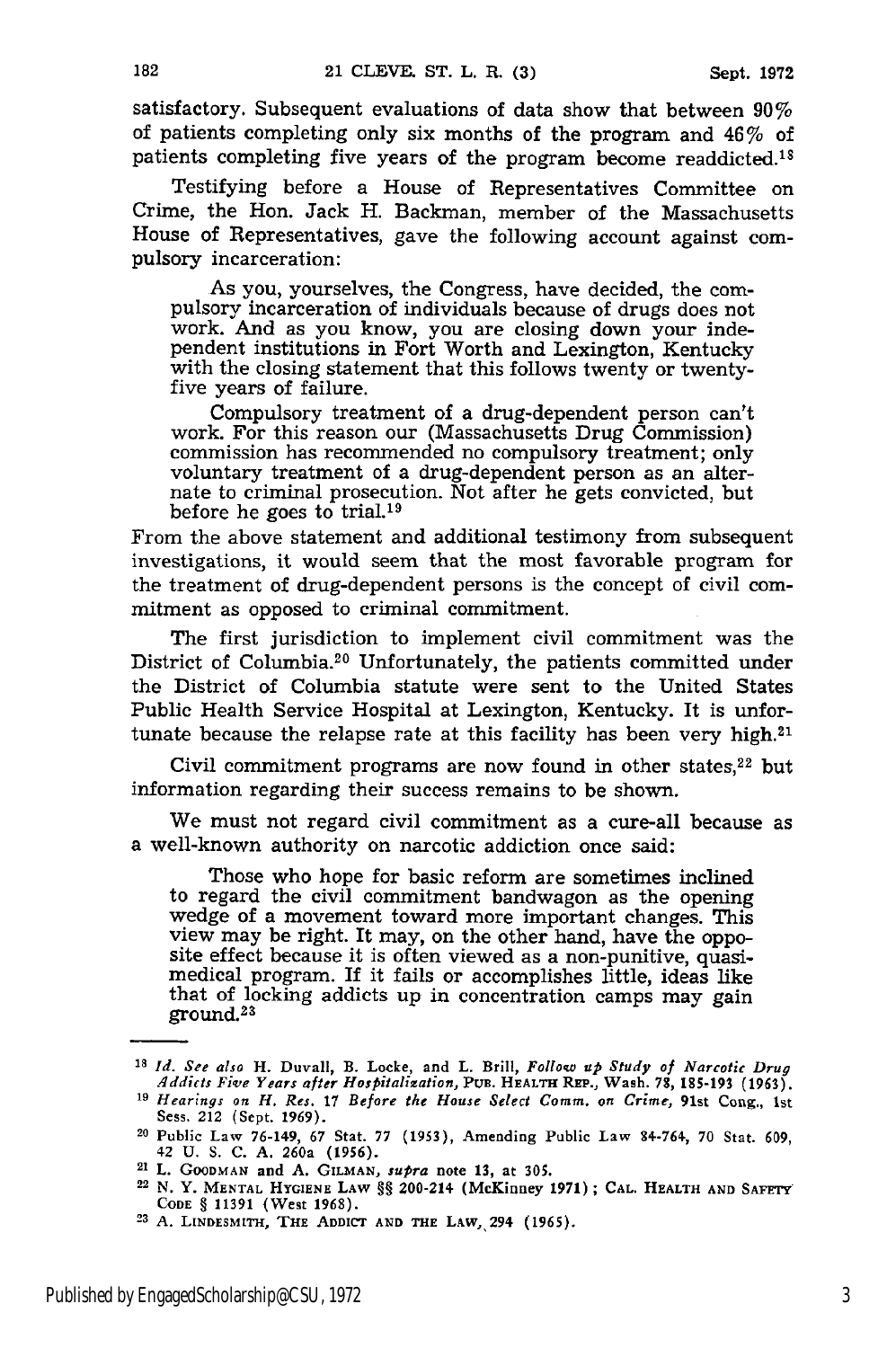satisfactory. Subsequent evaluations of data show that between 90% of patients completing only six months of the program and 46% of patients completing five years of the program become readdicted.[18]

Testifying before a House of Representatives Committee on Crime, the Hon. Jack H. Backman, member of the Massachusetts House of Representatives, gave the following account against compulsory incarceration:

> As you, yourselves, the Congress, have decided, the compulsory incarceration of individuals because of drugs does not work. And as you know, you are closing down your independent institutions in Fort Worth and Lexington, Kentucky with the closing statement that this follows twenty or twenty-five years of failure.
>
> Compulsory treatment of a drug-dependent person can't work. For this reason our (Massachusetts Drug Commission) commission has recommended no compulsory treatment; only voluntary treatment of a drug-dependent person as an alternate to criminal prosecution. Not after he gets convicted, but before he goes to trial.[19]

From the above statement and additional testimony from subsequent investigations, it would seem that the most favorable program for the treatment of drug-dependent persons is the concept of civil commitment as opposed to criminal commitment.

The first jurisdiction to implement civil commitment was the District of Columbia.[20] Unfortunately, the patients committed under the District of Columbia statute were sent to the United States Public Health Service Hospital at Lexington, Kentucky. It is unfortunate because the relapse rate at this facility has been very high.[21]

Civil commitment programs are now found in other states,[22] but information regarding their success remains to be shown.

We must not regard civil commitment as a cure-all because as a well-known authority on narcotic addiction once said:

> Those who hope for basic reform are sometimes inclined to regard the civil commitment bandwagon as the opening wedge of a movement toward more important changes. This view may be right. It may, on the other hand, have the opposite effect because it is often viewed as a non-punitive, quasi-medical program. If it fails or accomplishes little, ideas like that of locking addicts up in concentration camps may gain ground.[23]

---

[18] *Id. See also* H. Duvall, B. Locke, and L. Brill, *Follow up Study of Narcotic Drug Addicts Five Years after Hospitalization*, PUB. HEALTH REP., Wash. 78, 185-193 (1963).

[19] *Hearings on H. Res. 17 Before the House Select Comm. on Crime*, 91st Cong., 1st Sess. 212 (Sept. 1969).

[20] Public Law 76-149, 67 Stat. 77 (1953), Amending Public Law 84-764, 70 Stat. 609, 42 U. S. C. A. 260a (1956).

[21] L. GOODMAN and A. GILMAN, *supra* note 13, at 305.

[22] N. Y. MENTAL HYGIENE LAW §§ 200-214 (McKinney 1971); CAL. HEALTH AND SAFETY CODE § 11391 (West 1968).

[23] A. LINDESMITH, THE ADDICT AND THE LAW, 294 (1965).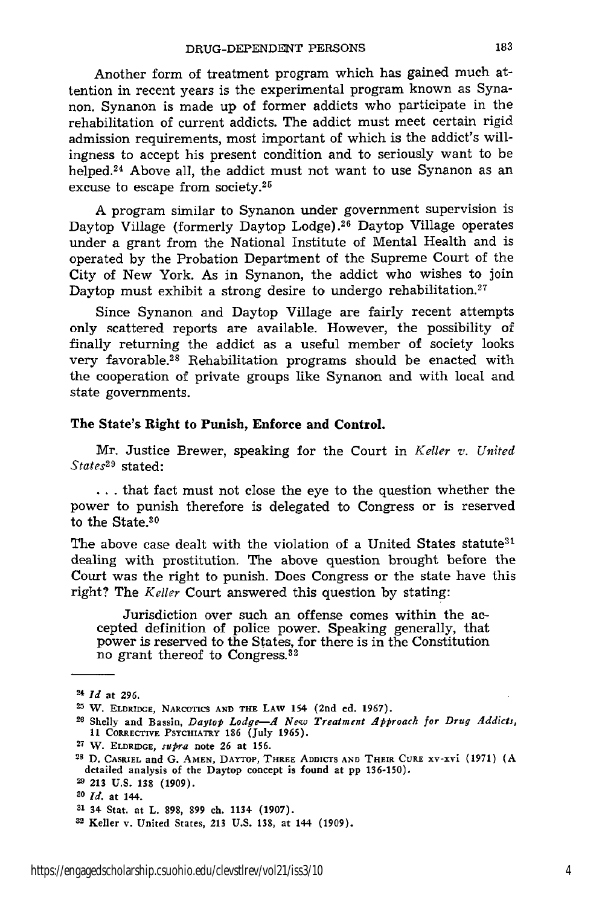Another form of treatment program which has gained much attention in recent years is the experimental program known as Synanon. Synanon is made up of former addicts who participate in the rehabilitation of current addicts. The addict must meet certain rigid admission requirements, most important of which is the addict's willingness to accept his present condition and to seriously want to be helped.[24] Above all, the addict must not want to use Synanon as an excuse to escape from society.[25]

A program similar to Synanon under government supervision is Daytop Village (formerly Daytop Lodge).[26] Daytop Village operates under a grant from the National Institute of Mental Health and is operated by the Probation Department of the Supreme Court of the City of New York. As in Synanon, the addict who wishes to join Daytop must exhibit a strong desire to undergo rehabilitation.[27]

Since Synanon and Daytop Village are fairly recent attempts only scattered reports are available. However, the possibility of finally returning the addict as a useful member of society looks very favorable.[28] Rehabilitation programs should be enacted with the cooperation of private groups like Synanon and with local and state governments.

### The State's Right to Punish, Enforce and Control.

Mr. Justice Brewer, speaking for the Court in *Keller v. United States*[29] stated:

> . . . that fact must not close the eye to the question whether the power to punish therefore is delegated to Congress or is reserved to the State.[30]

The above case dealt with the violation of a United States statute[31] dealing with prostitution. The above question brought before the Court was the right to punish. Does Congress or the state have this right? The *Keller* Court answered this question by stating:

> Jurisdiction over such an offense comes within the accepted definition of police power. Speaking generally, that power is reserved to the States, for there is in the Constitution no grant thereof to Congress.[32]

---

[24] *Id* at 296.

[25] W. Eldridge, Narcotics and the Law 154 (2nd ed. 1967).

[26] Shelly and Bassin, *Daytop Lodge—A New Treatment Approach for Drug Addicts,* 11 Corrective Psychiatry 186 (July 1965).

[27] W. Eldridge, *supra* note 26 at 156.

[28] D. Casriel and G. Amen, Daytop, Three Addicts and Their Cure xv-xvi (1971) (A detailed analysis of the Daytop concept is found at pp 136-150).

[29] 213 U.S. 138 (1909).

[30] *Id.* at 144.

[31] 34 Stat. at L. 898, 899 ch. 1134 (1907).

[32] Keller v. United States, 213 U.S. 138, at 144 (1909).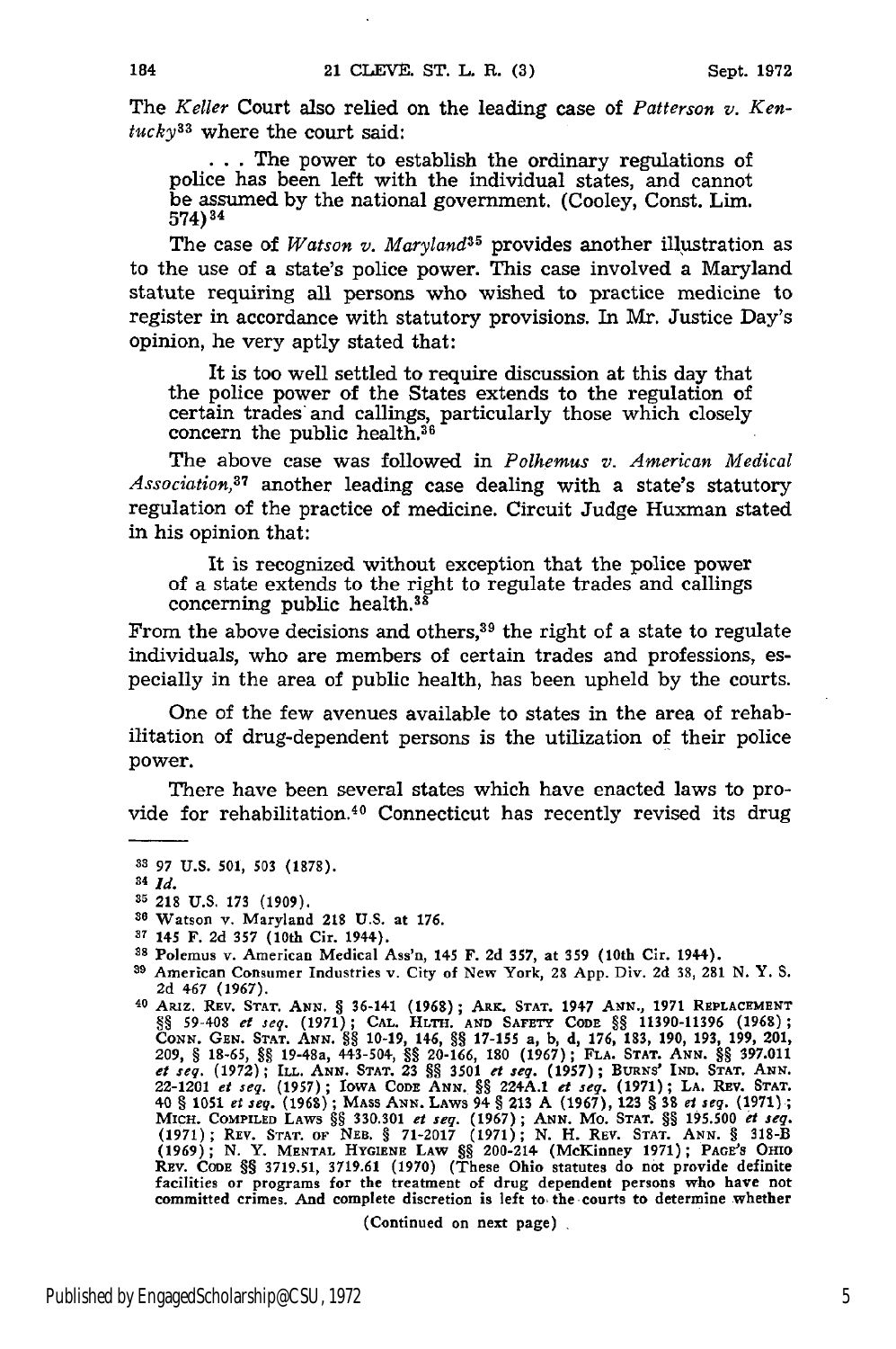The *Keller* Court also relied on the leading case of *Patterson v. Kentucky*[33] where the court said:

> . . . The power to establish the ordinary regulations of police has been left with the individual states, and cannot be assumed by the national government. (Cooley, Const. Lim. 574)[34]

The case of *Watson v. Maryland*[35] provides another illustration as to the use of a state's police power. This case involved a Maryland statute requiring all persons who wished to practice medicine to register in accordance with statutory provisions. In Mr. Justice Day's opinion, he very aptly stated that:

> It is too well settled to require discussion at this day that the police power of the States extends to the regulation of certain trades and callings, particularly those which closely concern the public health.[36]

The above case was followed in *Polhemus v. American Medical Association*,[37] another leading case dealing with a state's statutory regulation of the practice of medicine. Circuit Judge Huxman stated in his opinion that:

> It is recognized without exception that the police power of a state extends to the right to regulate trades and callings concerning public health.[38]

From the above decisions and others,[39] the right of a state to regulate individuals, who are members of certain trades and professions, especially in the area of public health, has been upheld by the courts.

One of the few avenues available to states in the area of rehabilitation of drug-dependent persons is the utilization of their police power.

There have been several states which have enacted laws to provide for rehabilitation.[40] Connecticut has recently revised its drug

---

33 97 U.S. 501, 503 (1878).

34 *Id.*

35 218 U.S. 173 (1909).

36 Watson v. Maryland 218 U.S. at 176.

37 145 F. 2d 357 (10th Cir. 1944).

38 Polemus v. American Medical Ass'n, 145 F. 2d 357, at 359 (10th Cir. 1944).

39 American Consumer Industries v. City of New York, 28 App. Div. 2d 38, 281 N. Y. S. 2d 467 (1967).

40 ARIZ. REV. STAT. ANN. § 36-141 (1968); ARK. STAT. 1947 ANN., 1971 REPLACEMENT §§ 59-408 *et seq.* (1971); CAL. HLTH. AND SAFETY CODE §§ 11390-11396 (1968); CONN. GEN. STAT. ANN. §§ 10-19, 146, §§ 17-155 a, b, d, 176, 183, 190, 193, 199, 201, 209, § 18-65, §§ 19-48a, 443-504, §§ 20-166, 180 (1967); FLA. STAT. ANN. §§ 397.011 *et seq.* (1972); ILL. ANN. STAT. 23 §§ 3501 *et seq.* (1957); BURNS' IND. STAT. ANN. 22-1201 *et seq.* (1957); IOWA CODE ANN. §§ 224A.1 *et seq.* (1971); LA. REV. STAT. 40 § 1051 *et seq.* (1968); MASS ANN. LAWS 94 § 213 A (1967), 123 § 38 *et seq.* (1971); MICH. COMPILED LAWS §§ 330.301 *et seq.* (1967); ANN. MO. STAT. §§ 195.500 *et seq.* (1971); REV. STAT. OF NEB. § 71-2017 (1971); N. H. REV. STAT. ANN. § 318-B (1969); N. Y. MENTAL HYGIENE LAW §§ 200-214 (McKinney 1971); PAGE'S OHIO REV. CODE §§ 3719.51, 3719.61 (1970) (These Ohio statutes do not provide definite facilities or programs for the treatment of drug dependent persons who have not committed crimes. And complete discretion is left to the courts to determine whether

(Continued on next page)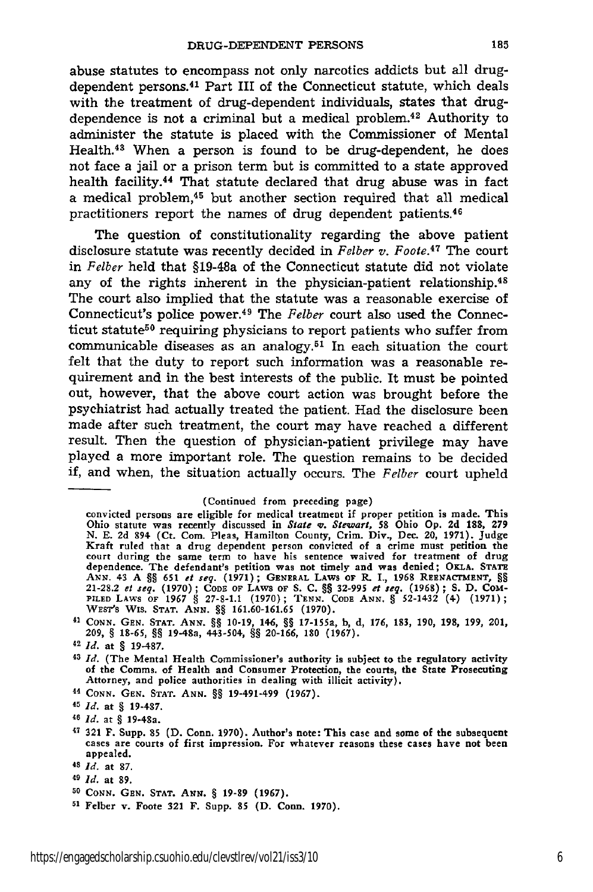abuse statutes to encompass not only narcotics addicts but all drug-dependent persons.[41] Part III of the Connecticut statute, which deals with the treatment of drug-dependent individuals, states that drug-dependence is not a criminal but a medical problem.[42] Authority to administer the statute is placed with the Commissioner of Mental Health.[43] When a person is found to be drug-dependent, he does not face a jail or a prison term but is committed to a state approved health facility.[44] That statute declared that drug abuse was in fact a medical problem,[45] but another section required that all medical practitioners report the names of drug dependent patients.[46]

The question of constitutionality regarding the above patient disclosure statute was recently decided in *Felber v. Foote*.[47] The court in *Felber* held that §19-48a of the Connecticut statute did not violate any of the rights inherent in the physician-patient relationship.[48] The court also implied that the statute was a reasonable exercise of Connecticut's police power.[49] The *Felber* court also used the Connecticut statute[50] requiring physicians to report patients who suffer from communicable diseases as an analogy.[51] In each situation the court felt that the duty to report such information was a reasonable requirement and in the best interests of the public. It must be pointed out, however, that the above court action was brought before the psychiatrist had actually treated the patient. Had the disclosure been made after such treatment, the court may have reached a different result. Then the question of physician-patient privilege may have played a more important role. The question remains to be decided if, and when, the situation actually occurs. The *Felber* court upheld

---

(Continued from preceding page)

convicted persons are eligible for medical treatment if proper petition is made. This Ohio statute was recently discussed in *State v. Stewart*, 58 Ohio Op. 2d 188, 279 N. E. 2d 894 (Ct. Com. Pleas, Hamilton County, Crim. Div., Dec. 20, 1971). Judge Kraft ruled that a drug dependent person convicted of a crime must petition the court during the same term to have his sentence waived for treatment of drug dependence. The defendant's petition was not timely and was denied; OKLA. STATE ANN. 43 A §§ 651 *et seq.* (1971); GENERAL LAWS OF R. I., 1968 REENACTMENT, §§ 21-28.2 *et seq.* (1970); CODE OF LAWS OF S. C. §§ 32-995 *et seq.* (1968); S. D. COMPILED LAWS OF 1967 § 27-8-1.1 (1970); TENN. CODE ANN. § 52-1432 (4) (1971); WEST'S WIS. STAT. ANN. §§ 161.60-161.65 (1970).

[41] CONN. GEN. STAT. ANN. §§ 10-19, 146, §§ 17-155a, b, d, 176, 183, 190, 198, 199, 201, 209, § 18-65, §§ 19-48a, 443-504, §§ 20-166, 180 (1967).

[42] *Id.* at § 19-487.

[43] *Id.* (The Mental Health Commissioner's authority is subject to the regulatory activity of the Comms. of Health and Consumer Protection, the courts, the State Prosecuting Attorney, and police authorities in dealing with illicit activity).

[44] CONN. GEN. STAT. ANN. §§ 19-491-499 (1967).

[45] *Id.* at § 19-487.

[46] *Id.* at § 19-48a.

[47] 321 F. Supp. 85 (D. Conn. 1970). Author's note: This case and some of the subsequent cases are courts of first impression. For whatever reasons these cases have not been appealed.

[48] *Id.* at 87.

[49] *Id.* at 89.

[50] CONN. GEN. STAT. ANN. § 19-89 (1967).

[51] Felber v. Foote 321 F. Supp. 85 (D. Conn. 1970).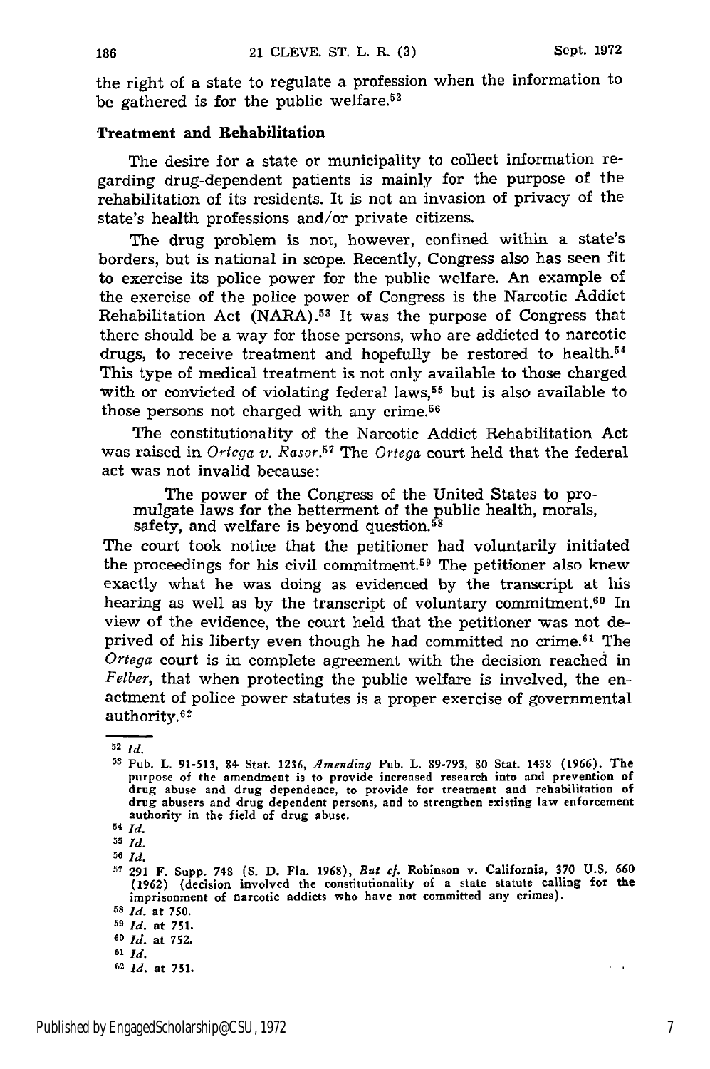the right of a state to regulate a profession when the information to be gathered is for the public welfare.[52]

### Treatment and Rehabilitation

The desire for a state or municipality to collect information regarding drug-dependent patients is mainly for the purpose of the rehabilitation of its residents. It is not an invasion of privacy of the state's health professions and/or private citizens.

The drug problem is not, however, confined within a state's borders, but is national in scope. Recently, Congress also has seen fit to exercise its police power for the public welfare. An example of the exercise of the police power of Congress is the Narcotic Addict Rehabilitation Act (NARA).[53] It was the purpose of Congress that there should be a way for those persons, who are addicted to narcotic drugs, to receive treatment and hopefully be restored to health.[54] This type of medical treatment is not only available to those charged with or convicted of violating federal laws,[55] but is also available to those persons not charged with any crime.[56]

The constitutionality of the Narcotic Addict Rehabilitation Act was raised in *Ortega v. Rasor*.[57] The *Ortega* court held that the federal act was not invalid because:

> The power of the Congress of the United States to promulgate laws for the betterment of the public health, morals, safety, and welfare is beyond question.[58]

The court took notice that the petitioner had voluntarily initiated the proceedings for his civil commitment.[59] The petitioner also knew exactly what he was doing as evidenced by the transcript at his hearing as well as by the transcript of voluntary commitment.[60] In view of the evidence, the court held that the petitioner was not deprived of his liberty even though he had committed no crime.[61] The *Ortega* court is in complete agreement with the decision reached in *Felber*, that when protecting the public welfare is involved, the enactment of police power statutes is a proper exercise of governmental authority.[62]

---

[52] *Id.*

[53] Pub. L. 91-513, 84 Stat. 1236, *Amending* Pub. L. 89-793, 80 Stat. 1438 (1966). The purpose of the amendment is to provide increased research into and prevention of drug abuse and drug dependence, to provide for treatment and rehabilitation of drug abusers and drug dependent persons, and to strengthen existing law enforcement authority in the field of drug abuse.

[54] *Id.*

[55] *Id.*

[56] *Id.*

[57] 291 F. Supp. 748 (S. D. Fla. 1968), *But cf.* Robinson v. California, 370 U.S. 660 (1962) (decision involved the constitutionality of a state statute calling for the imprisonment of narcotic addicts who have not committed any crimes).

[58] *Id.* at 750.

[59] *Id.* at 751.

[60] *Id.* at 752.

[61] *Id.*

[62] *Id.* at 751.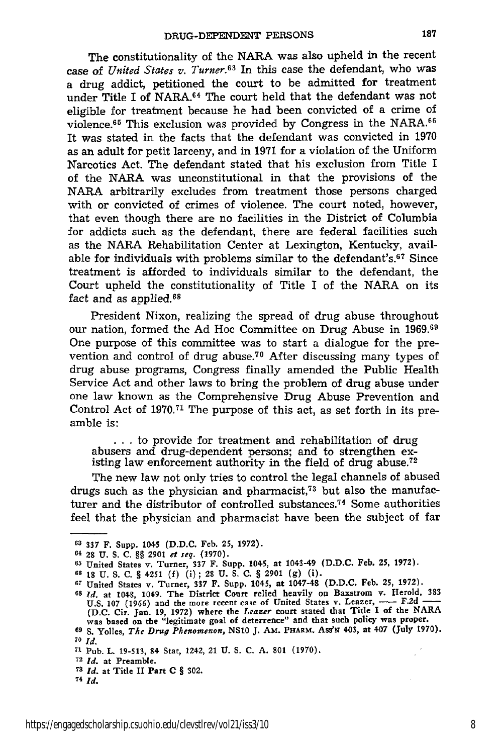The constitutionality of the NARA was also upheld in the recent case of *United States v. Turner*.[63] In this case the defendant, who was a drug addict, petitioned the court to be admitted for treatment under Title I of NARA.[64] The court held that the defendant was not eligible for treatment because he had been convicted of a crime of violence.[65] This exclusion was provided by Congress in the NARA.[66] It was stated in the facts that the defendant was convicted in 1970 as an adult for petit larceny, and in 1971 for a violation of the Uniform Narcotics Act. The defendant stated that his exclusion from Title I of the NARA was unconstitutional in that the provisions of the NARA arbitrarily excludes from treatment those persons charged with or convicted of crimes of violence. The court noted, however, that even though there are no facilities in the District of Columbia for addicts such as the defendant, there are federal facilities such as the NARA Rehabilitation Center at Lexington, Kentucky, available for individuals with problems similar to the defendant's.[67] Since treatment is afforded to individuals similar to the defendant, the Court upheld the constitutionality of Title I of the NARA on its fact and as applied.[68]

President Nixon, realizing the spread of drug abuse throughout our nation, formed the Ad Hoc Committee on Drug Abuse in 1969.[69] One purpose of this committee was to start a dialogue for the prevention and control of drug abuse.[70] After discussing many types of drug abuse programs, Congress finally amended the Public Health Service Act and other laws to bring the problem of drug abuse under one law known as the Comprehensive Drug Abuse Prevention and Control Act of 1970.[71] The purpose of this act, as set forth in its preamble is:

> . . . to provide for treatment and rehabilitation of drug abusers and drug-dependent persons; and to strengthen existing law enforcement authority in the field of drug abuse.[72]

The new law not only tries to control the legal channels of abused drugs such as the physician and pharmacist,[73] but also the manufacturer and the distributor of controlled substances.[74] Some authorities feel that the physician and pharmacist have been the subject of far

---

63 337 F. Supp. 1045 (D.D.C. Feb. 25, 1972).

64 28 U. S. C. §§ 2901 *et seq.* (1970).

65 United States v. Turner, 337 F. Supp. 1045, at 1043-49 (D.D.C. Feb. 25, 1972).

66 18 U. S. C. § 4251 (f) (i); 28 U. S. C. § 2901 (g) (i).

67 United States v. Turner, 337 F. Supp. 1045, at 1047-48 (D.D.C. Feb. 25, 1972).

68 *Id.* at 1048, 1049. The District Court relied heavily on Baxstrom v. Herold, 383 U.S. 107 (1966) and the more recent case of United States v. Leazer, —— F.2d —— (D.C. Cir. Jan. 19, 1972) where the *Leazer* court stated that Title I of the NARA was based on the "legitimate goal of deterrence" and that such policy was proper.

69 S. Yolles, *The Drug Phenomenon*, NS10 J. AM. PHARM. ASS'N 403, at 407 (July 1970).

70 *Id.*

71 Pub. L. 19-513, 84 Stat, 1242, 21 U. S. C. A. 801 (1970).

72 *Id.* at Preamble.

73 *Id.* at Title II Part C § 302.

74 *Id.*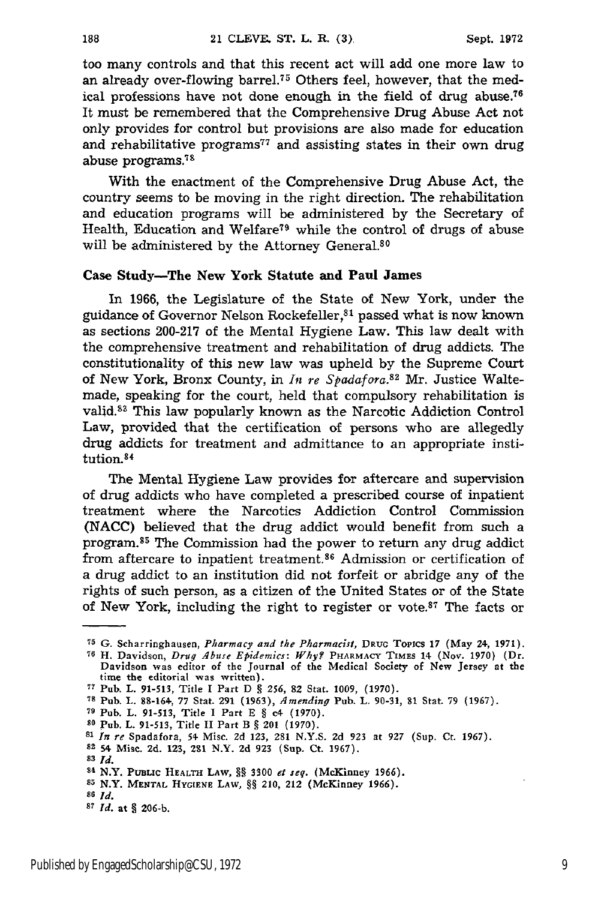too many controls and that this recent act will add one more law to an already over-flowing barrel.[75] Others feel, however, that the medical professions have not done enough in the field of drug abuse.[76] It must be remembered that the Comprehensive Drug Abuse Act not only provides for control but provisions are also made for education and rehabilitative programs[77] and assisting states in their own drug abuse programs.[78]

With the enactment of the Comprehensive Drug Abuse Act, the country seems to be moving in the right direction. The rehabilitation and education programs will be administered by the Secretary of Health, Education and Welfare[79] while the control of drugs of abuse will be administered by the Attorney General.[80]

### Case Study—The New York Statute and Paul James

In 1966, the Legislature of the State of New York, under the guidance of Governor Nelson Rockefeller,[81] passed what is now known as sections 200-217 of the Mental Hygiene Law. This law dealt with the comprehensive treatment and rehabilitation of drug addicts. The constitutionality of this new law was upheld by the Supreme Court of New York, Bronx County, in *In re Spadafora*.[82] Mr. Justice Waltemade, speaking for the court, held that compulsory rehabilitation is valid.[83] This law popularly known as the Narcotic Addiction Control Law, provided that the certification of persons who are allegedly drug addicts for treatment and admittance to an appropriate institution.[84]

The Mental Hygiene Law provides for aftercare and supervision of drug addicts who have completed a prescribed course of inpatient treatment where the Narcotics Addiction Control Commission (NACC) believed that the drug addict would benefit from such a program.[85] The Commission had the power to return any drug addict from aftercare to inpatient treatment.[86] Admission or certification of a drug addict to an institution did not forfeit or abridge any of the rights of such person, as a citizen of the United States or of the State of New York, including the right to register or vote.[87] The facts or

---

[75] G. Scharringhausen, *Pharmacy and the Pharmacist*, DRUG TOPICS 17 (May 24, 1971).

[76] H. Davidson, *Drug Abuse Epidemics: Why?* PHARMACY TIMES 14 (Nov. 1970) (Dr. Davidson was editor of the Journal of the Medical Society of New Jersey at the time the editorial was written).

[77] Pub. L. 91-513, Title I Part D § 256, 82 Stat. 1009, (1970).

[78] Pub. L. 88-164, 77 Stat. 291 (1963), *Amending* Pub. L. 90-31, 81 Stat. 79 (1967).

[79] Pub. L. 91-513, Title I Part E § c4 (1970).

[80] Pub. L. 91-513, Title II Part B § 201 (1970).

[81] *In re* Spadafora, 54 Misc. 2d 123, 281 N.Y.S. 2d 923 at 927 (Sup. Ct. 1967).

[82] 54 Misc. 2d. 123, 281 N.Y. 2d 923 (Sup. Ct. 1967).

[83] *Id.*

[84] N.Y. PUBLIC HEALTH LAW, §§ 3300 *et seq.* (McKinney 1966).

[85] N.Y. MENTAL HYGIENE LAW, §§ 210, 212 (McKinney 1966).

[86] *Id.*

[87] *Id.* at § 206-b.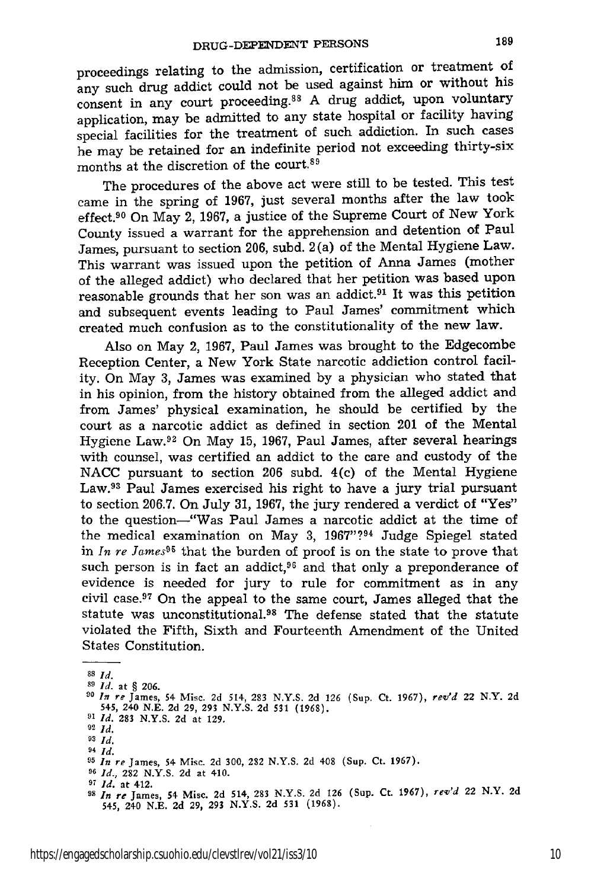proceedings relating to the admission, certification or treatment of any such drug addict could not be used against him or without his consent in any court proceeding.[88] A drug addict, upon voluntary application, may be admitted to any state hospital or facility having special facilities for the treatment of such addiction. In such cases he may be retained for an indefinite period not exceeding thirty-six months at the discretion of the court.[89]

The procedures of the above act were still to be tested. This test came in the spring of 1967, just several months after the law took effect.[90] On May 2, 1967, a justice of the Supreme Court of New York County issued a warrant for the apprehension and detention of Paul James, pursuant to section 206, subd. 2(a) of the Mental Hygiene Law. This warrant was issued upon the petition of Anna James (mother of the alleged addict) who declared that her petition was based upon reasonable grounds that her son was an addict.[91] It was this petition and subsequent events leading to Paul James' commitment which created much confusion as to the constitutionality of the new law.

Also on May 2, 1967, Paul James was brought to the Edgecombe Reception Center, a New York State narcotic addiction control facility. On May 3, James was examined by a physician who stated that in his opinion, from the history obtained from the alleged addict and from James' physical examination, he should be certified by the court as a narcotic addict as defined in section 201 of the Mental Hygiene Law.[92] On May 15, 1967, Paul James, after several hearings with counsel, was certified an addict to the care and custody of the NACC pursuant to section 206 subd. 4(c) of the Mental Hygiene Law.[93] Paul James exercised his right to have a jury trial pursuant to section 206.7. On July 31, 1967, the jury rendered a verdict of "Yes" to the question—"Was Paul James a narcotic addict at the time of the medical examination on May 3, 1967"?[94] Judge Spiegel stated in *In re James*[95] that the burden of proof is on the state to prove that such person is in fact an addict,[96] and that only a preponderance of evidence is needed for jury to rule for commitment as in any civil case.[97] On the appeal to the same court, James alleged that the statute was unconstitutional.[98] The defense stated that the statute violated the Fifth, Sixth and Fourteenth Amendment of the United States Constitution.

---

[88] *Id.*

[89] *Id.* at § 206.

[90] *In re* James, 54 Misc. 2d 514, 283 N.Y.S. 2d 126 (Sup. Ct. 1967), *rev'd* 22 N.Y. 2d 545, 240 N.E. 2d 29, 293 N.Y.S. 2d 531 (1968).

[91] *Id.* 283 N.Y.S. 2d at 129.

[92] *Id.*

[93] *Id.*

[94] *Id.*

[95] *In re* James, 54 Misc. 2d 300, 282 N.Y.S. 2d 408 (Sup. Ct. 1967).

[96] *Id.*, 282 N.Y.S. 2d at 410.

[97] *Id.* at 412.

[98] *In re* James, 54 Misc. 2d 514, 283 N.Y.S. 2d 126 (Sup. Ct. 1967), *rev'd* 22 N.Y. 2d 545, 240 N.E. 2d 29, 293 N.Y.S. 2d 531 (1968).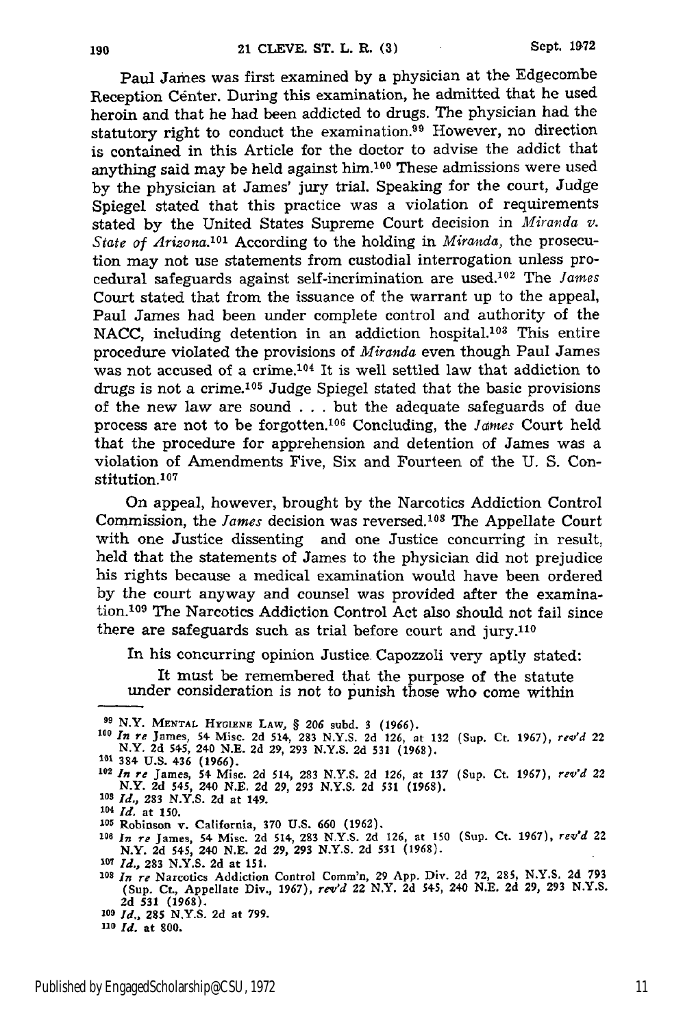Paul James was first examined by a physician at the Edgecombe Reception Center. During this examination, he admitted that he used heroin and that he had been addicted to drugs. The physician had the statutory right to conduct the examination.[99] However, no direction is contained in this Article for the doctor to advise the addict that anything said may be held against him.[100] These admissions were used by the physician at James' jury trial. Speaking for the court, Judge Spiegel stated that this practice was a violation of requirements stated by the United States Supreme Court decision in *Miranda v. State of Arizona*.[101] According to the holding in *Miranda*, the prosecution may not use statements from custodial interrogation unless procedural safeguards against self-incrimination are used.[102] The *James* Court stated that from the issuance of the warrant up to the appeal, Paul James had been under complete control and authority of the NACC, including detention in an addiction hospital.[103] This entire procedure violated the provisions of *Miranda* even though Paul James was not accused of a crime.[104] It is well settled law that addiction to drugs is not a crime.[105] Judge Spiegel stated that the basic provisions of the new law are sound . . . but the adequate safeguards of due process are not to be forgotten.[106] Concluding, the *James* Court held that the procedure for apprehension and detention of James was a violation of Amendments Five, Six and Fourteen of the U. S. Constitution.[107]

On appeal, however, brought by the Narcotics Addiction Control Commission, the *James* decision was reversed.[108] The Appellate Court with one Justice dissenting and one Justice concurring in result, held that the statements of James to the physician did not prejudice his rights because a medical examination would have been ordered by the court anyway and counsel was provided after the examination.[109] The Narcotics Addiction Control Act also should not fail since there are safeguards such as trial before court and jury.[110]

In his concurring opinion Justice Capozzoli very aptly stated:

> It must be remembered that the purpose of the statute under consideration is not to punish those who come within

---

[99] N.Y. MENTAL HYGIENE LAW, § 206 subd. 3 (1966).

[100] *In re* James, 54 Misc. 2d 514, 283 N.Y.S. 2d 126, at 132 (Sup. Ct. 1967), *rev'd* 22 N.Y. 2d 545, 240 N.E. 2d 29, 293 N.Y.S. 2d 531 (1968).

[101] 384 U.S. 436 (1966).

[102] *In re* James, 54 Misc. 2d 514, 283 N.Y.S. 2d 126, at 137 (Sup. Ct. 1967), *rev'd* 22 N.Y. 2d 545, 240 N.E. 2d 29, 293 N.Y.S. 2d 531 (1968).

[103] *Id.*, 283 N.Y.S. 2d at 149.

[104] *Id.* at 150.

[105] Robinson v. California, 370 U.S. 660 (1962).

[106] *In re* James, 54 Misc. 2d 514, 283 N.Y.S. 2d 126, at 150 (Sup. Ct. 1967), *rev'd* 22 N.Y. 2d 545, 240 N.E. 2d 29, 293 N.Y.S. 2d 531 (1968).

[107] *Id.*, 283 N.Y.S. 2d at 151.

[108] *In re* Narcotics Addiction Control Comm'n, 29 App. Div. 2d 72, 285, N.Y.S. 2d 793 (Sup. Ct., Appellate Div., 1967), *rev'd* 22 N.Y. 2d 545, 240 N.E. 2d 29, 293 N.Y.S. 2d 531 (1968).

[109] *Id.*, 285 N.Y.S. 2d at 799.

[110] *Id.* at 800.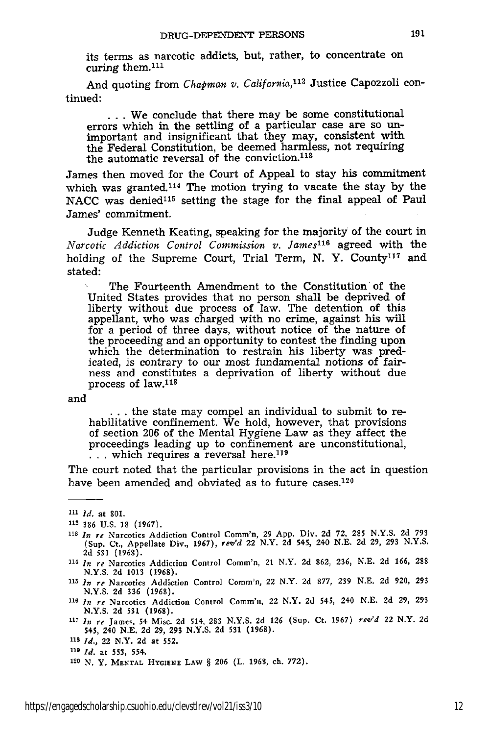its terms as narcotic addicts, but, rather, to concentrate on curing them.[111]

And quoting from *Chapman v. California*,[112] Justice Capozzoli continued:

> . . . We conclude that there may be some constitutional errors which in the settling of a particular case are so unimportant and insignificant that they may, consistent with the Federal Constitution, be deemed harmless, not requiring the automatic reversal of the conviction.[113]

James then moved for the Court of Appeal to stay his commitment which was granted.[114] The motion trying to vacate the stay by the NACC was denied[115] setting the stage for the final appeal of Paul James' commitment.

Judge Kenneth Keating, speaking for the majority of the court in *Narcotic Addiction Control Commission v. James*[116] agreed with the holding of the Supreme Court, Trial Term, N. Y. County[117] and stated:

> The Fourteenth Amendment to the Constitution of the United States provides that no person shall be deprived of liberty without due process of law. The detention of this appellant, who was charged with no crime, against his will for a period of three days, without notice of the nature of the proceeding and an opportunity to contest the finding upon which the determination to restrain his liberty was predicated, is contrary to our most fundamental notions of fairness and constitutes a deprivation of liberty without due process of law.[118]

and

> . . . the state may compel an individual to submit to rehabilitative confinement. We hold, however, that provisions of section 206 of the Mental Hygiene Law as they affect the proceedings leading up to confinement are unconstitutional, . . . which requires a reversal here.[119]

The court noted that the particular provisions in the act in question have been amended and obviated as to future cases.[120]

---

[111] *Id.* at 801.

[112] 386 U.S. 18 (1967).

[113] *In re* Narcotics Addiction Control Comm'n, 29 App. Div. 2d 72, 285 N.Y.S. 2d 793 (Sup. Ct., Appellate Div., 1967), *rev'd* 22 N.Y. 2d 545, 240 N.E. 2d 29, 293 N.Y.S. 2d 531 (1968).

[114] *In re* Narcotics Addiction Control Comm'n, 21 N.Y. 2d 862, 236, N.E. 2d 166, 288 N.Y.S. 2d 1013 (1968).

[115] *In re* Narcotics Addiction Control Comm'n, 22 N.Y. 2d 877, 239 N.E. 2d 920, 293 N.Y.S. 2d 336 (1968).

[116] *In re* Narcotics Addiction Control Comm'n, 22 N.Y. 2d 545, 240 N.E. 2d 29, 293 N.Y.S. 2d 531 (1968).

[117] *In re* James, 54 Misc. 2d 514, 283 N.Y.S. 2d 126 (Sup. Ct. 1967) *rev'd* 22 N.Y. 2d 545, 240 N.E. 2d 29, 293 N.Y.S. 2d 531 (1968).

[118] *Id.*, 22 N.Y. 2d at 552.

[119] *Id.* at 553, 554.

[120] N. Y. MENTAL HYGIENE LAW § 206 (L. 1968, ch. 772).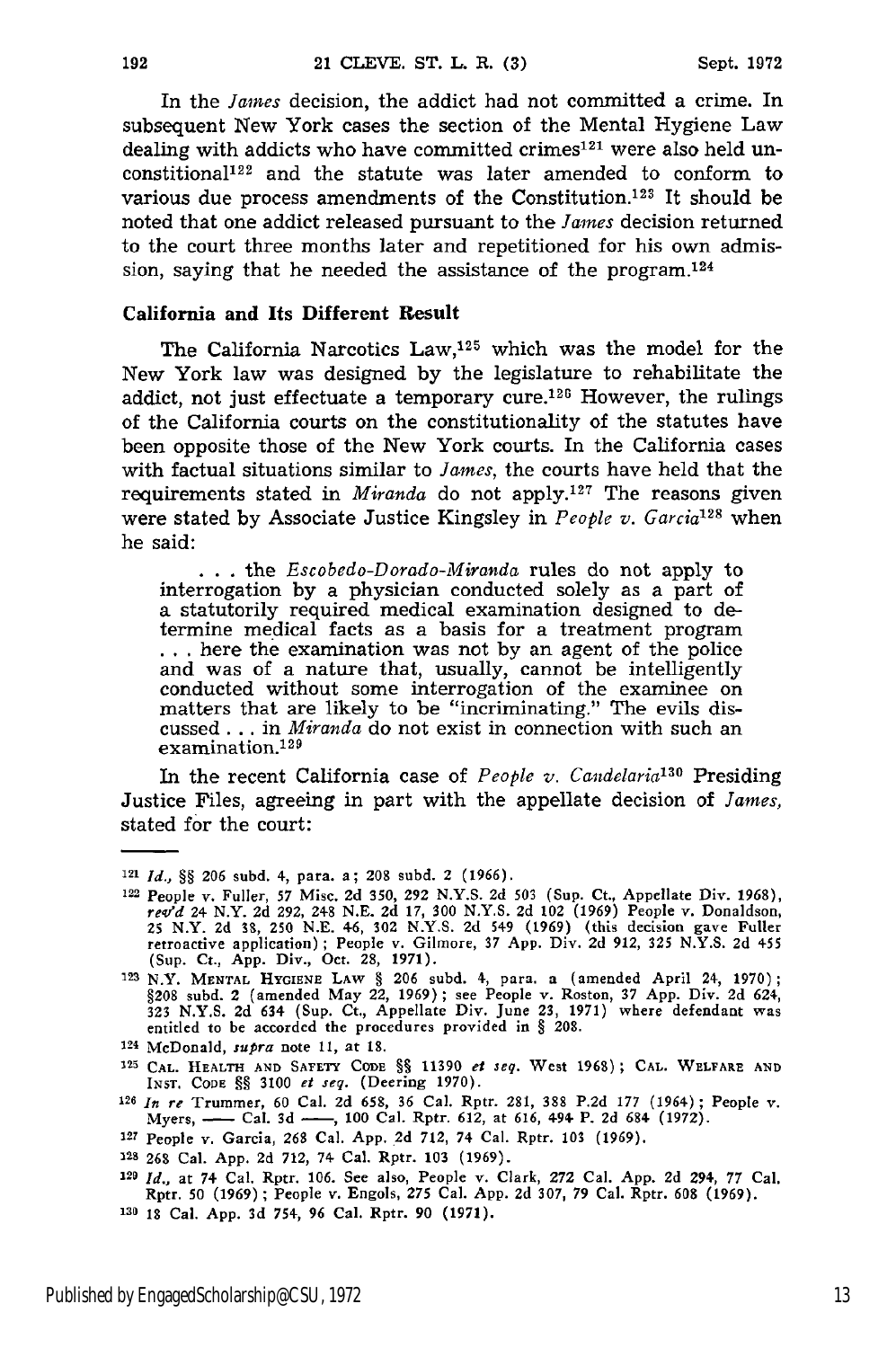In the *James* decision, the addict had not committed a crime. In subsequent New York cases the section of the Mental Hygiene Law dealing with addicts who have committed crimes[121] were also held unconstitutional[122] and the statute was later amended to conform to various due process amendments of the Constitution.[123] It should be noted that one addict released pursuant to the *James* decision returned to the court three months later and repetitioned for his own admission, saying that he needed the assistance of the program.[124]

### California and Its Different Result

The California Narcotics Law,[125] which was the model for the New York law was designed by the legislature to rehabilitate the addict, not just effectuate a temporary cure.[126] However, the rulings of the California courts on the constitutionality of the statutes have been opposite those of the New York courts. In the California cases with factual situations similar to *James*, the courts have held that the requirements stated in *Miranda* do not apply.[127] The reasons given were stated by Associate Justice Kingsley in *People v. Garcia*[128] when he said:

> . . . the *Escobedo-Dorado-Miranda* rules do not apply to interrogation by a physician conducted solely as a part of a statutorily required medical examination designed to determine medical facts as a basis for a treatment program . . . here the examination was not by an agent of the police and was of a nature that, usually, cannot be intelligently conducted without some interrogation of the examinee on matters that are likely to be "incriminating." The evils discussed . . . in *Miranda* do not exist in connection with such an examination.[129]

In the recent California case of *People v. Candelaria*[130] Presiding Justice Files, agreeing in part with the appellate decision of *James*, stated for the court:

---

[121] *Id.*, §§ 206 subd. 4, para. a; 208 subd. 2 (1966).

[122] People v. Fuller, 57 Misc. 2d 350, 292 N.Y.S. 2d 503 (Sup. Ct., Appellate Div. 1968), *rev'd* 24 N.Y. 2d 292, 248 N.E. 2d 17, 300 N.Y.S. 2d 102 (1969) People v. Donaldson, 25 N.Y. 2d 38, 250 N.E. 46, 302 N.Y.S. 2d 549 (1969) (this decision gave Fuller retroactive application); People v. Gilmore, 37 App. Div. 2d 912, 325 N.Y.S. 2d 455 (Sup. Ct., App. Div., Oct. 28, 1971).

[123] N.Y. MENTAL HYGIENE LAW § 206 subd. 4, para. a (amended April 24, 1970); §208 subd. 2 (amended May 22, 1969); see People v. Roston, 37 App. Div. 2d 624, 323 N.Y.S. 2d 634 (Sup. Ct., Appellate Div. June 23, 1971) where defendant was entitled to be accorded the procedures provided in § 208.

[124] McDonald, *supra* note 11, at 18.

[125] CAL. HEALTH AND SAFETY CODE §§ 11390 *et seq.* West 1968); CAL. WELFARE AND INST. CODE §§ 3100 *et seq.* (Deering 1970).

[126] *In re* Trummer, 60 Cal. 2d 658, 36 Cal. Rptr. 281, 388 P.2d 177 (1964); People v. Myers, —— Cal. 3d ——, 100 Cal. Rptr. 612, at 616, 494 P. 2d 684 (1972).

[127] People v. Garcia, 268 Cal. App. 2d 712, 74 Cal. Rptr. 103 (1969).

[128] 268 Cal. App. 2d 712, 74 Cal. Rptr. 103 (1969).

[129] *Id.*, at 74 Cal. Rptr. 106. See also, People v. Clark, 272 Cal. App. 2d 294, 77 Cal. Rptr. 50 (1969); People v. Engols, 275 Cal. App. 2d 307, 79 Cal. Rptr. 608 (1969).

[130] 18 Cal. App. 3d 754, 96 Cal. Rptr. 90 (1971).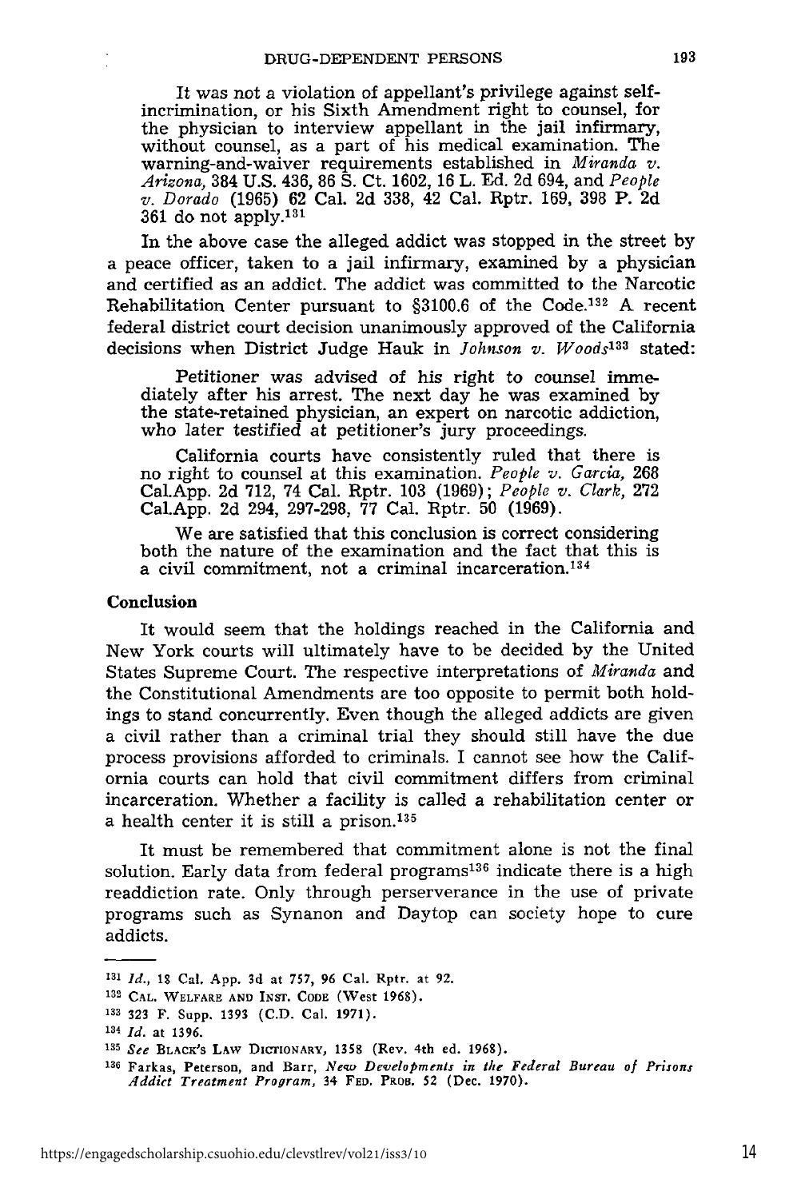> It was not a violation of appellant's privilege against self-incrimination, or his Sixth Amendment right to counsel, for the physician to interview appellant in the jail infirmary, without counsel, as a part of his medical examination. The warning-and-waiver requirements established in *Miranda v. Arizona,* 384 U.S. 436, 86 S. Ct. 1602, 16 L. Ed. 2d 694, and *People v. Dorado* (1965) 62 Cal. 2d 338, 42 Cal. Rptr. 169, 398 P. 2d 361 do not apply.[131]

In the above case the alleged addict was stopped in the street by a peace officer, taken to a jail infirmary, examined by a physician and certified as an addict. The addict was committed to the Narcotic Rehabilitation Center pursuant to §3100.6 of the Code.[132] A recent federal district court decision unanimously approved of the California decisions when District Judge Hauk in *Johnson v. Woods*[133] stated:

> Petitioner was advised of his right to counsel immediately after his arrest. The next day he was examined by the state-retained physician, an expert on narcotic addiction, who later testified at petitioner's jury proceedings.
>
> California courts have consistently ruled that there is no right to counsel at this examination. *People v. Garcia,* 268 Cal.App. 2d 712, 74 Cal. Rptr. 103 (1969); *People v. Clark,* 272 Cal.App. 2d 294, 297-298, 77 Cal. Rptr. 50 (1969).
>
> We are satisfied that this conclusion is correct considering both the nature of the examination and the fact that this is a civil commitment, not a criminal incarceration.[134]

## Conclusion

It would seem that the holdings reached in the California and New York courts will ultimately have to be decided by the United States Supreme Court. The respective interpretations of *Miranda* and the Constitutional Amendments are too opposite to permit both holdings to stand concurrently. Even though the alleged addicts are given a civil rather than a criminal trial they should still have the due process provisions afforded to criminals. I cannot see how the California courts can hold that civil commitment differs from criminal incarceration. Whether a facility is called a rehabilitation center or a health center it is still a prison.[135]

It must be remembered that commitment alone is not the final solution. Early data from federal programs[136] indicate there is a high readdiction rate. Only through perserverance in the use of private programs such as Synanon and Daytop can society hope to cure addicts.

---

[131] *Id.,* 18 Cal. App. 3d at 757, 96 Cal. Rptr. at 92.

[132] CAL. WELFARE AND INST. CODE (West 1968).

[133] 323 F. Supp. 1393 (C.D. Cal. 1971).

[134] *Id.* at 1396.

[135] *See* BLACK'S LAW DICTIONARY, 1358 (Rev. 4th ed. 1968).

[136] Farkas, Peterson, and Barr, *New Developments in the Federal Bureau of Prisons Addict Treatment Program,* 34 FED. PROB. 52 (Dec. 1970).